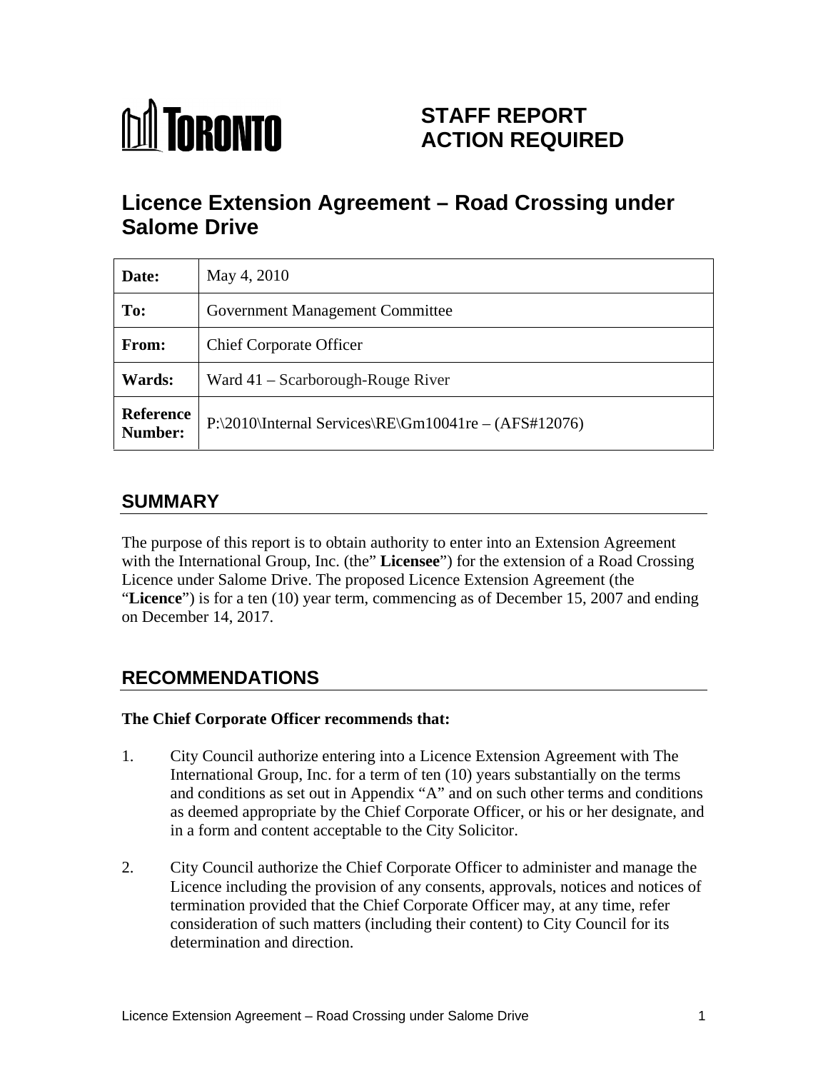TORONTO

# STAFF REPORT ACTION REQUIRED

# Licence Extension Agreement – Road Crossing under Salome Drive

| | |
|---|---|
| **Date:** | May 4, 2010 |
| **To:** | Government Management Committee |
| **From:** | Chief Corporate Officer |
| **Wards:** | Ward 41 – Scarborough-Rouge River |
| **Reference Number:** | P:\2010\Internal Services\RE\Gm10041re – (AFS#12076) |

## SUMMARY

The purpose of this report is to obtain authority to enter into an Extension Agreement with the International Group, Inc. (the" **Licensee**") for the extension of a Road Crossing Licence under Salome Drive. The proposed Licence Extension Agreement (the "**Licence**") is for a ten (10) year term, commencing as of December 15, 2007 and ending on December 14, 2017.

## RECOMMENDATIONS

**The Chief Corporate Officer recommends that:**

1. City Council authorize entering into a Licence Extension Agreement with The International Group, Inc. for a term of ten (10) years substantially on the terms and conditions as set out in Appendix "A" and on such other terms and conditions as deemed appropriate by the Chief Corporate Officer, or his or her designate, and in a form and content acceptable to the City Solicitor.

2. City Council authorize the Chief Corporate Officer to administer and manage the Licence including the provision of any consents, approvals, notices and notices of termination provided that the Chief Corporate Officer may, at any time, refer consideration of such matters (including their content) to City Council for its determination and direction.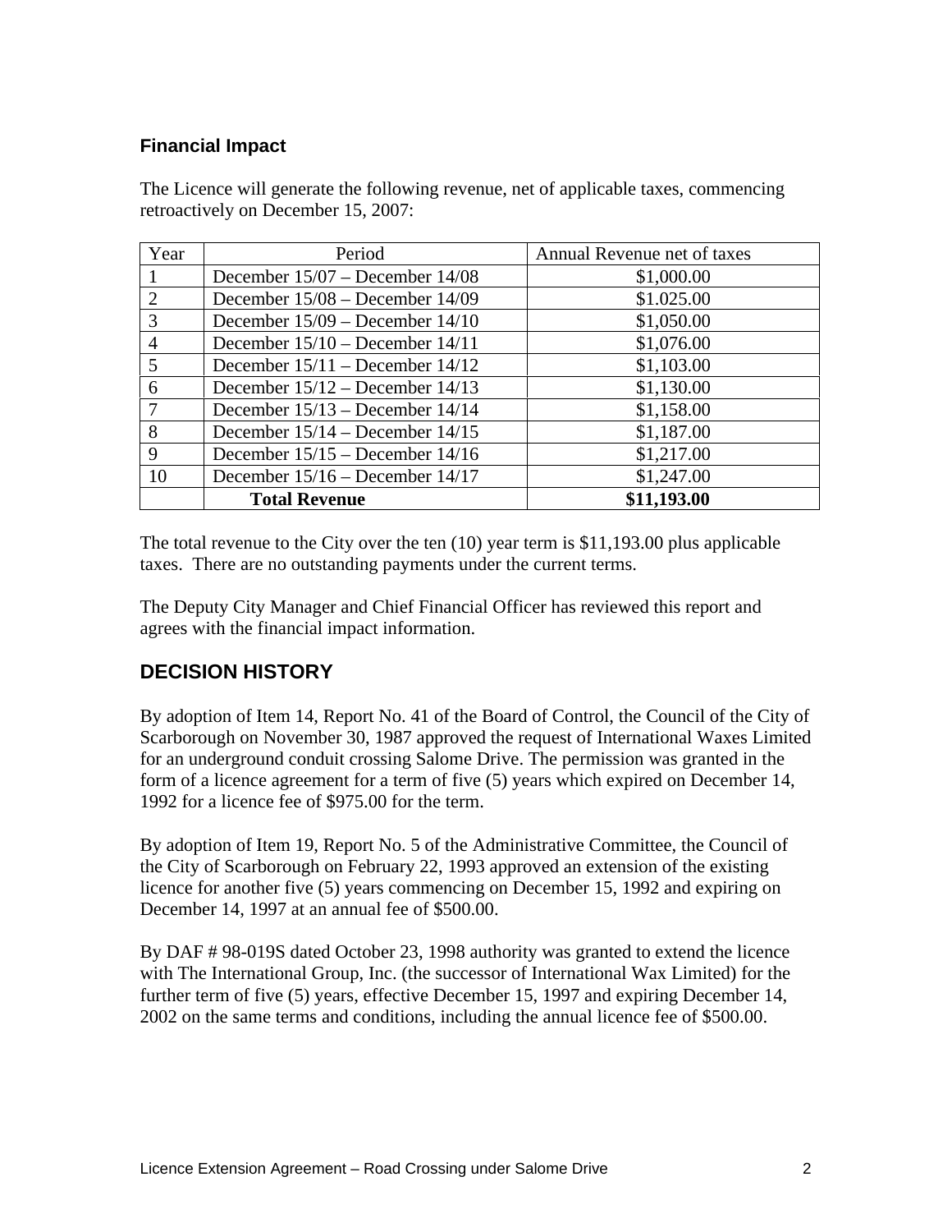### Financial Impact

The Licence will generate the following revenue, net of applicable taxes, commencing retroactively on December 15, 2007:

| Year | Period | Annual Revenue net of taxes |
|---|---|---|
| 1 | December 15/07 – December 14/08 | $1,000.00 |
| 2 | December 15/08 – December 14/09 | $1.025.00 |
| 3 | December 15/09 – December 14/10 | $1,050.00 |
| 4 | December 15/10 – December 14/11 | $1,076.00 |
| 5 | December 15/11 – December 14/12 | $1,103.00 |
| 6 | December 15/12 – December 14/13 | $1,130.00 |
| 7 | December 15/13 – December 14/14 | $1,158.00 |
| 8 | December 15/14 – December 14/15 | $1,187.00 |
| 9 | December 15/15 – December 14/16 | $1,217.00 |
| 10 | December 15/16 – December 14/17 | $1,247.00 |
| | **Total Revenue** | **$11,193.00** |

The total revenue to the City over the ten (10) year term is $11,193.00 plus applicable taxes. There are no outstanding payments under the current terms.

The Deputy City Manager and Chief Financial Officer has reviewed this report and agrees with the financial impact information.

## DECISION HISTORY

By adoption of Item 14, Report No. 41 of the Board of Control, the Council of the City of Scarborough on November 30, 1987 approved the request of International Waxes Limited for an underground conduit crossing Salome Drive. The permission was granted in the form of a licence agreement for a term of five (5) years which expired on December 14, 1992 for a licence fee of $975.00 for the term.

By adoption of Item 19, Report No. 5 of the Administrative Committee, the Council of the City of Scarborough on February 22, 1993 approved an extension of the existing licence for another five (5) years commencing on December 15, 1992 and expiring on December 14, 1997 at an annual fee of $500.00.

By DAF # 98-019S dated October 23, 1998 authority was granted to extend the licence with The International Group, Inc. (the successor of International Wax Limited) for the further term of five (5) years, effective December 15, 1997 and expiring December 14, 2002 on the same terms and conditions, including the annual licence fee of $500.00.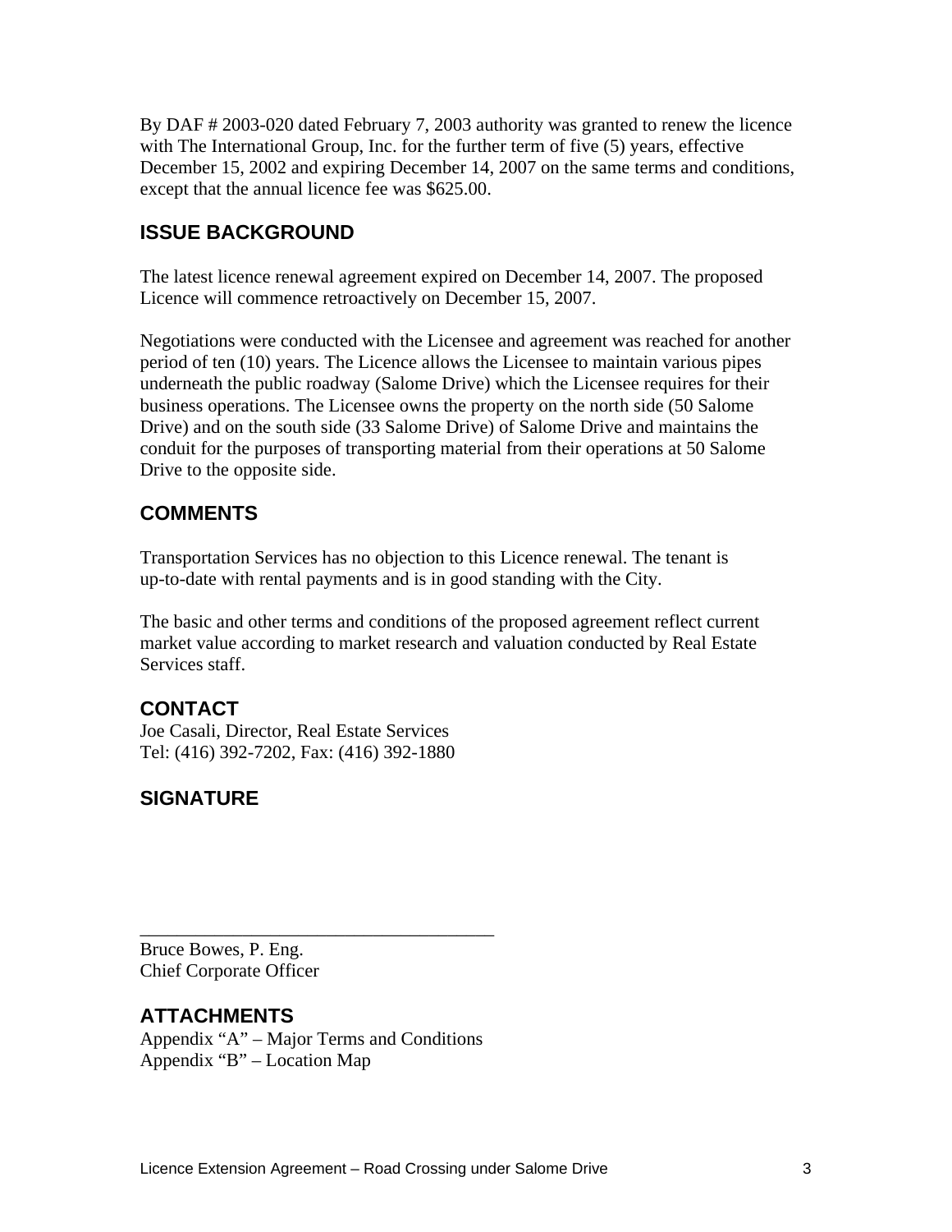By DAF # 2003-020 dated February 7, 2003 authority was granted to renew the licence with The International Group, Inc. for the further term of five (5) years, effective December 15, 2002 and expiring December 14, 2007 on the same terms and conditions, except that the annual licence fee was $625.00.

## ISSUE BACKGROUND

The latest licence renewal agreement expired on December 14, 2007. The proposed Licence will commence retroactively on December 15, 2007.

Negotiations were conducted with the Licensee and agreement was reached for another period of ten (10) years. The Licence allows the Licensee to maintain various pipes underneath the public roadway (Salome Drive) which the Licensee requires for their business operations. The Licensee owns the property on the north side (50 Salome Drive) and on the south side (33 Salome Drive) of Salome Drive and maintains the conduit for the purposes of transporting material from their operations at 50 Salome Drive to the opposite side.

## COMMENTS

Transportation Services has no objection to this Licence renewal. The tenant is up-to-date with rental payments and is in good standing with the City.

The basic and other terms and conditions of the proposed agreement reflect current market value according to market research and valuation conducted by Real Estate Services staff.

## CONTACT

Joe Casali, Director, Real Estate Services
Tel: (416) 392-7202, Fax: (416) 392-1880

## SIGNATURE

_______________________________________

Bruce Bowes, P. Eng.
Chief Corporate Officer

## ATTACHMENTS

Appendix "A" – Major Terms and Conditions
Appendix "B" – Location Map